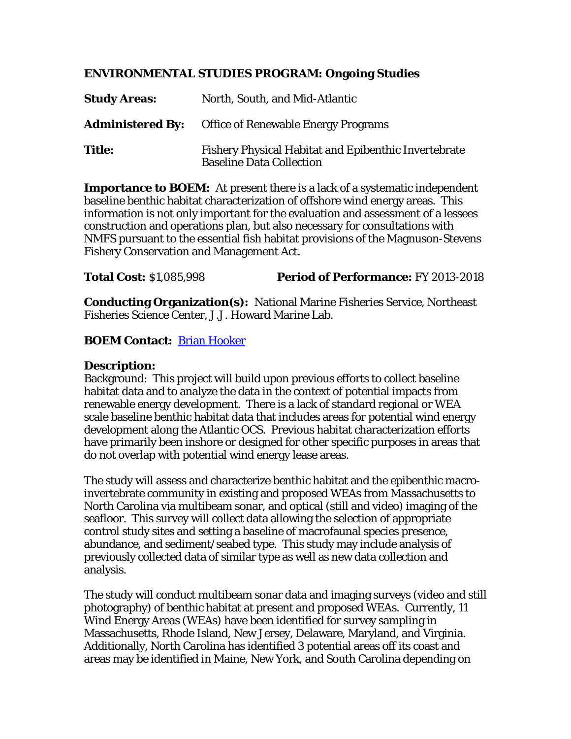## ENVIRONMENTAL STUDIES PROGRAM: Ongoing Studies

**Study Areas:** North, South, and Mid-Atlantic

**Administered By:** Office of Renewable Energy Programs

**Title:** Fishery Physical Habitat and Epibenthic Invertebrate Baseline Data Collection

**Importance to BOEM:** At present there is a lack of a systematic independent baseline benthic habitat characterization of offshore wind energy areas. This information is not only important for the evaluation and assessment of a lessees construction and operations plan, but also necessary for consultations with NMFS pursuant to the essential fish habitat provisions of the Magnuson-Stevens Fishery Conservation and Management Act.

**Total Cost:** $1,085,998 **Period of Performance:** FY 2013-2018

**Conducting Organization(s):** National Marine Fisheries Service, Northeast Fisheries Science Center, J.J. Howard Marine Lab.

**BOEM Contact:** [Brian Hooker]

**Description:**

Background: This project will build upon previous efforts to collect baseline habitat data and to analyze the data in the context of potential impacts from renewable energy development. There is a lack of standard regional or WEA scale baseline benthic habitat data that includes areas for potential wind energy development along the Atlantic OCS. Previous habitat characterization efforts have primarily been inshore or designed for other specific purposes in areas that do not overlap with potential wind energy lease areas.

The study will assess and characterize benthic habitat and the epibenthic macro-invertebrate community in existing and proposed WEAs from Massachusetts to North Carolina via multibeam sonar, and optical (still and video) imaging of the seafloor. This survey will collect data allowing the selection of appropriate control study sites and setting a baseline of macrofaunal species presence, abundance, and sediment/seabed type. This study may include analysis of previously collected data of similar type as well as new data collection and analysis.

The study will conduct multibeam sonar data and imaging surveys (video and still photography) of benthic habitat at present and proposed WEAs. Currently, 11 Wind Energy Areas (WEAs) have been identified for survey sampling in Massachusetts, Rhode Island, New Jersey, Delaware, Maryland, and Virginia. Additionally, North Carolina has identified 3 potential areas off its coast and areas may be identified in Maine, New York, and South Carolina depending on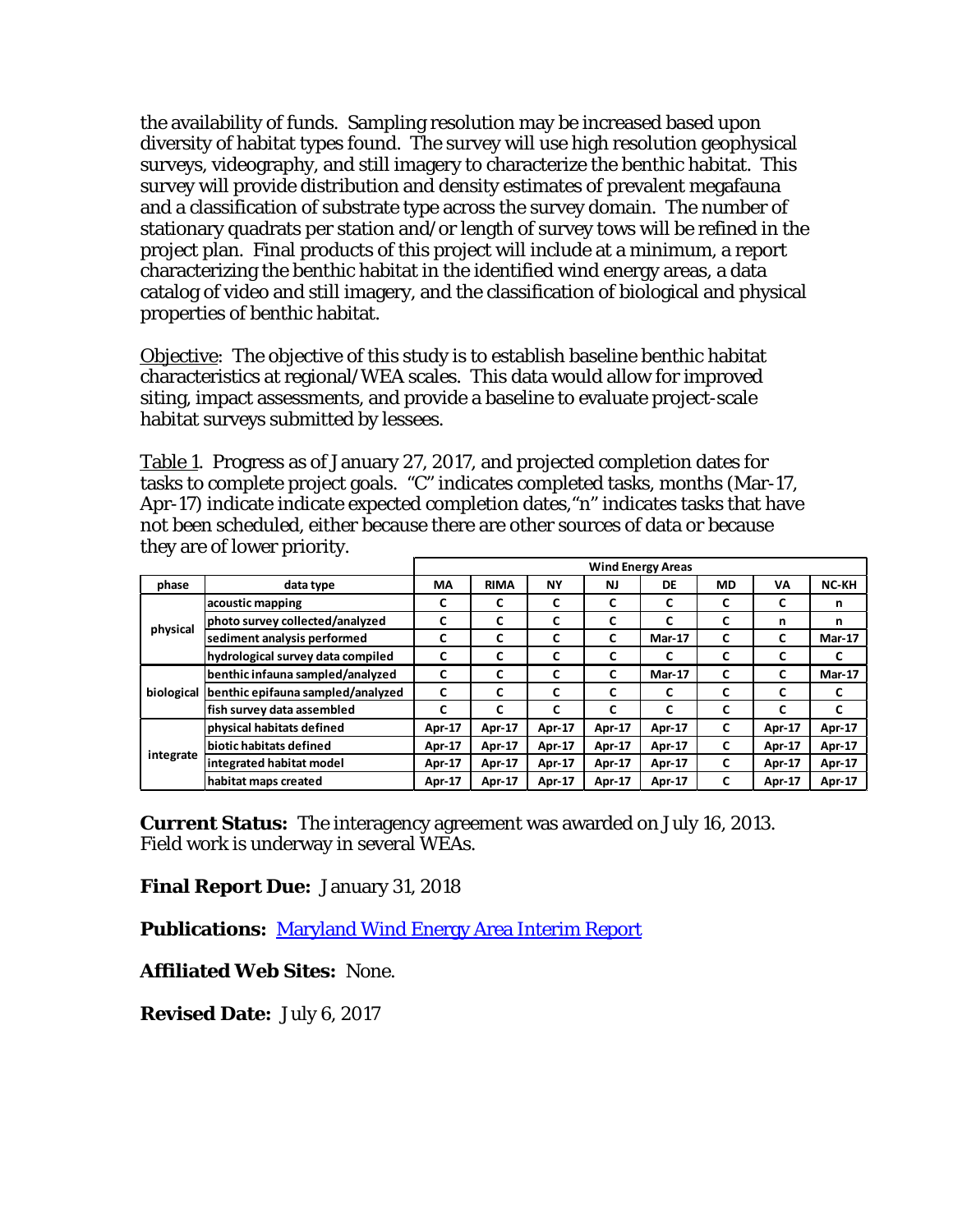the availability of funds. Sampling resolution may be increased based upon diversity of habitat types found. The survey will use high resolution geophysical surveys, videography, and still imagery to characterize the benthic habitat. This survey will provide distribution and density estimates of prevalent megafauna and a classification of substrate type across the survey domain. The number of stationary quadrats per station and/or length of survey tows will be refined in the project plan. Final products of this project will include at a minimum, a report characterizing the benthic habitat in the identified wind energy areas, a data catalog of video and still imagery, and the classification of biological and physical properties of benthic habitat.

Objective: The objective of this study is to establish baseline benthic habitat characteristics at regional/WEA scales. This data would allow for improved siting, impact assessments, and provide a baseline to evaluate project-scale habitat surveys submitted by lessees.

Table 1. Progress as of January 27, 2017, and projected completion dates for tasks to complete project goals. "C" indicates completed tasks, months (Mar-17, Apr-17) indicate indicate expected completion dates,"n" indicates tasks that have not been scheduled, either because there are other sources of data or because they are of lower priority.

| | | Wind Energy Areas | | | | | | | |
|---|---|---|---|---|---|---|---|---|---|
| **phase** | **data type** | **MA** | **RIMA** | **NY** | **NJ** | **DE** | **MD** | **VA** | **NC-KH** |
| physical | acoustic mapping | C | C | C | C | C | C | C | n |
| | photo survey collected/analyzed | C | C | C | C | C | C | n | n |
| | sediment analysis performed | C | C | C | C | Mar-17 | C | C | Mar-17 |
| | hydrological survey data compiled | C | C | C | C | C | C | C | C |
| biological | benthic infauna sampled/analyzed | C | C | C | C | Mar-17 | C | C | Mar-17 |
| | benthic epifauna sampled/analyzed | C | C | C | C | C | C | C | C |
| | fish survey data assembled | C | C | C | C | C | C | C | C |
| integrate | physical habitats defined | Apr-17 | Apr-17 | Apr-17 | Apr-17 | Apr-17 | C | Apr-17 | Apr-17 |
| | biotic habitats defined | Apr-17 | Apr-17 | Apr-17 | Apr-17 | Apr-17 | C | Apr-17 | Apr-17 |
| | integrated habitat model | Apr-17 | Apr-17 | Apr-17 | Apr-17 | Apr-17 | C | Apr-17 | Apr-17 |
| | habitat maps created | Apr-17 | Apr-17 | Apr-17 | Apr-17 | Apr-17 | C | Apr-17 | Apr-17 |

**Current Status:** The interagency agreement was awarded on July 16, 2013. Field work is underway in several WEAs.

**Final Report Due:** January 31, 2018

**Publications:** Maryland Wind Energy Area Interim Report

**Affiliated Web Sites:** None.

**Revised Date:** July 6, 2017